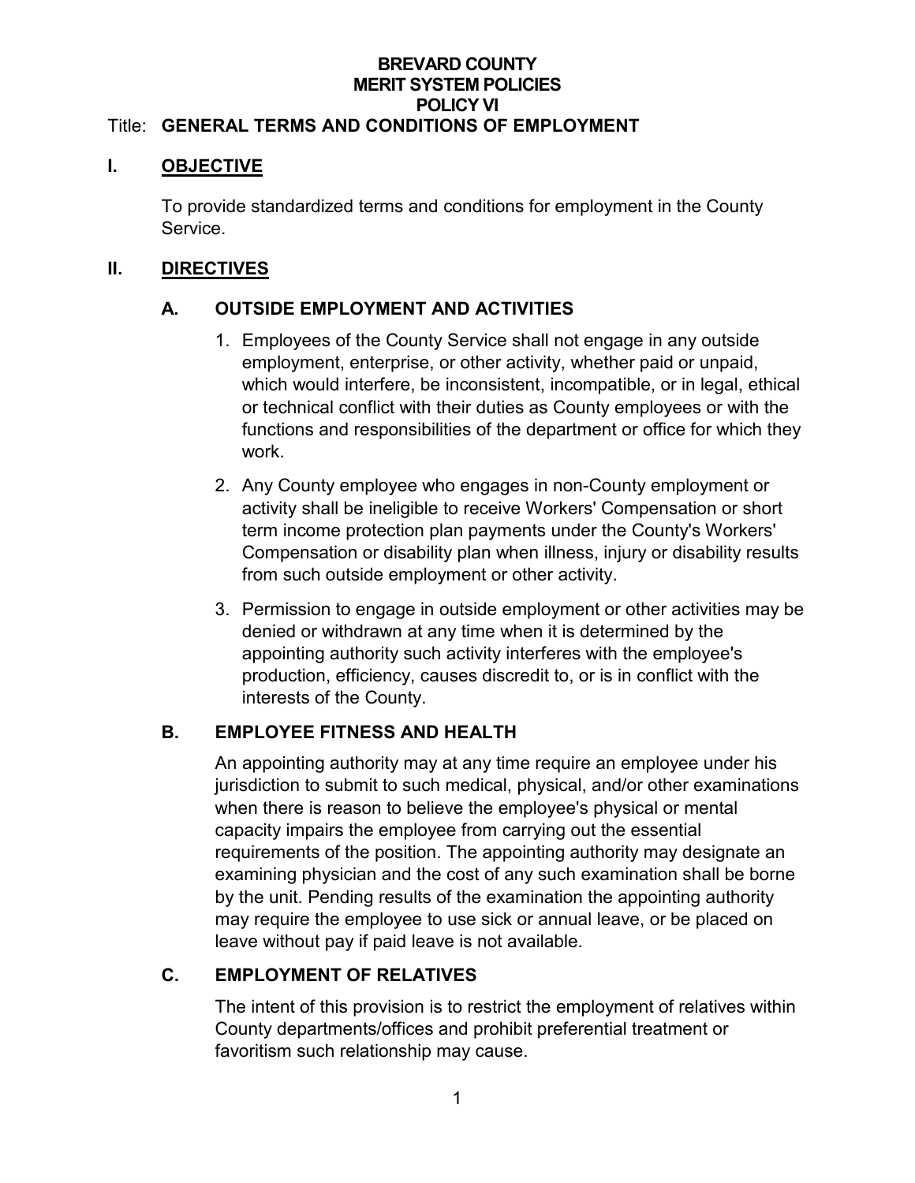# BREVARD COUNTY
# MERIT SYSTEM POLICIES
# POLICY VI

Title: **GENERAL TERMS AND CONDITIONS OF EMPLOYMENT**

## I. OBJECTIVE

To provide standardized terms and conditions for employment in the County Service.

## II. DIRECTIVES

### A. OUTSIDE EMPLOYMENT AND ACTIVITIES

1. Employees of the County Service shall not engage in any outside employment, enterprise, or other activity, whether paid or unpaid, which would interfere, be inconsistent, incompatible, or in legal, ethical or technical conflict with their duties as County employees or with the functions and responsibilities of the department or office for which they work.
2. Any County employee who engages in non-County employment or activity shall be ineligible to receive Workers' Compensation or short term income protection plan payments under the County's Workers' Compensation or disability plan when illness, injury or disability results from such outside employment or other activity.
3. Permission to engage in outside employment or other activities may be denied or withdrawn at any time when it is determined by the appointing authority such activity interferes with the employee's production, efficiency, causes discredit to, or is in conflict with the interests of the County.

### B. EMPLOYEE FITNESS AND HEALTH

An appointing authority may at any time require an employee under his jurisdiction to submit to such medical, physical, and/or other examinations when there is reason to believe the employee's physical or mental capacity impairs the employee from carrying out the essential requirements of the position. The appointing authority may designate an examining physician and the cost of any such examination shall be borne by the unit. Pending results of the examination the appointing authority may require the employee to use sick or annual leave, or be placed on leave without pay if paid leave is not available.

### C. EMPLOYMENT OF RELATIVES

The intent of this provision is to restrict the employment of relatives within County departments/offices and prohibit preferential treatment or favoritism such relationship may cause.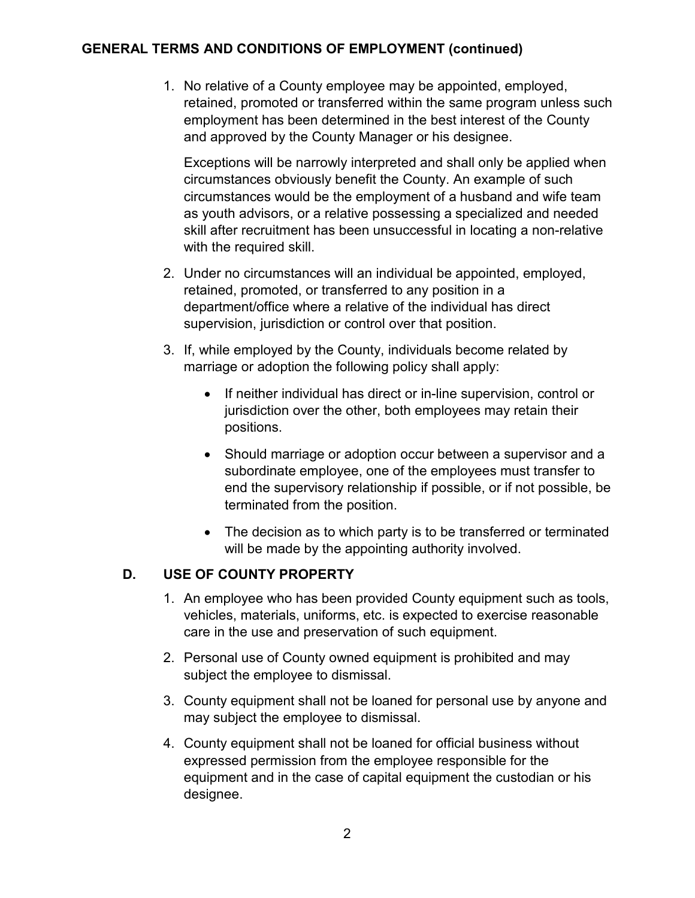## GENERAL TERMS AND CONDITIONS OF EMPLOYMENT (continued)

1. No relative of a County employee may be appointed, employed, retained, promoted or transferred within the same program unless such employment has been determined in the best interest of the County and approved by the County Manager or his designee.

   Exceptions will be narrowly interpreted and shall only be applied when circumstances obviously benefit the County. An example of such circumstances would be the employment of a husband and wife team as youth advisors, or a relative possessing a specialized and needed skill after recruitment has been unsuccessful in locating a non-relative with the required skill.

2. Under no circumstances will an individual be appointed, employed, retained, promoted, or transferred to any position in a department/office where a relative of the individual has direct supervision, jurisdiction or control over that position.

3. If, while employed by the County, individuals become related by marriage or adoption the following policy shall apply:

   - If neither individual has direct or in-line supervision, control or jurisdiction over the other, both employees may retain their positions.
   - Should marriage or adoption occur between a supervisor and a subordinate employee, one of the employees must transfer to end the supervisory relationship if possible, or if not possible, be terminated from the position.
   - The decision as to which party is to be transferred or terminated will be made by the appointing authority involved.

### D. USE OF COUNTY PROPERTY

1. An employee who has been provided County equipment such as tools, vehicles, materials, uniforms, etc. is expected to exercise reasonable care in the use and preservation of such equipment.
2. Personal use of County owned equipment is prohibited and may subject the employee to dismissal.
3. County equipment shall not be loaned for personal use by anyone and may subject the employee to dismissal.
4. County equipment shall not be loaned for official business without expressed permission from the employee responsible for the equipment and in the case of capital equipment the custodian or his designee.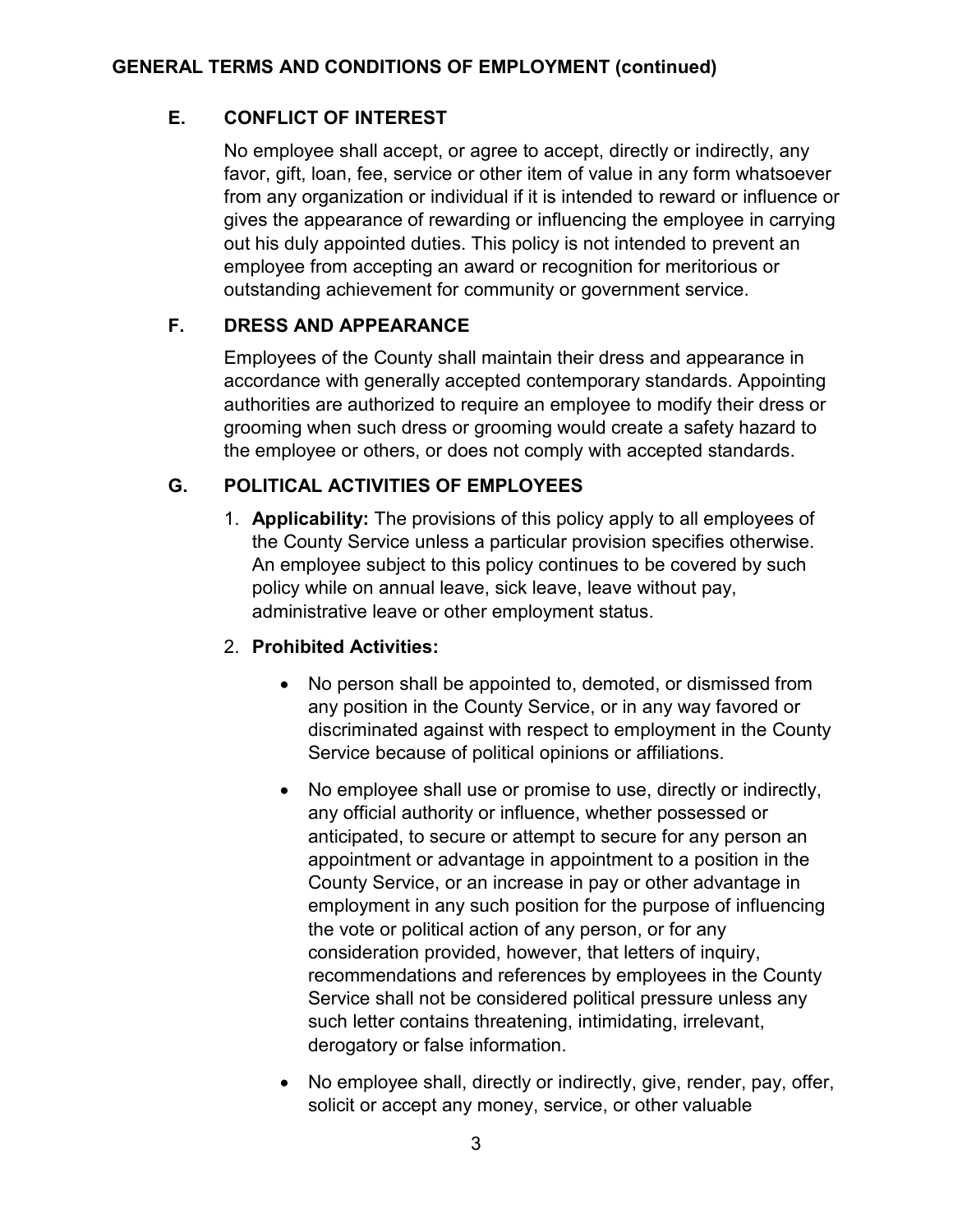## GENERAL TERMS AND CONDITIONS OF EMPLOYMENT (continued)

### E. CONFLICT OF INTEREST

No employee shall accept, or agree to accept, directly or indirectly, any favor, gift, loan, fee, service or other item of value in any form whatsoever from any organization or individual if it is intended to reward or influence or gives the appearance of rewarding or influencing the employee in carrying out his duly appointed duties. This policy is not intended to prevent an employee from accepting an award or recognition for meritorious or outstanding achievement for community or government service.

### F. DRESS AND APPEARANCE

Employees of the County shall maintain their dress and appearance in accordance with generally accepted contemporary standards. Appointing authorities are authorized to require an employee to modify their dress or grooming when such dress or grooming would create a safety hazard to the employee or others, or does not comply with accepted standards.

### G. POLITICAL ACTIVITIES OF EMPLOYEES

1. **Applicability:** The provisions of this policy apply to all employees of the County Service unless a particular provision specifies otherwise. An employee subject to this policy continues to be covered by such policy while on annual leave, sick leave, leave without pay, administrative leave or other employment status.

2. **Prohibited Activities:**

   - No person shall be appointed to, demoted, or dismissed from any position in the County Service, or in any way favored or discriminated against with respect to employment in the County Service because of political opinions or affiliations.

   - No employee shall use or promise to use, directly or indirectly, any official authority or influence, whether possessed or anticipated, to secure or attempt to secure for any person an appointment or advantage in appointment to a position in the County Service, or an increase in pay or other advantage in employment in any such position for the purpose of influencing the vote or political action of any person, or for any consideration provided, however, that letters of inquiry, recommendations and references by employees in the County Service shall not be considered political pressure unless any such letter contains threatening, intimidating, irrelevant, derogatory or false information.

   - No employee shall, directly or indirectly, give, render, pay, offer, solicit or accept any money, service, or other valuable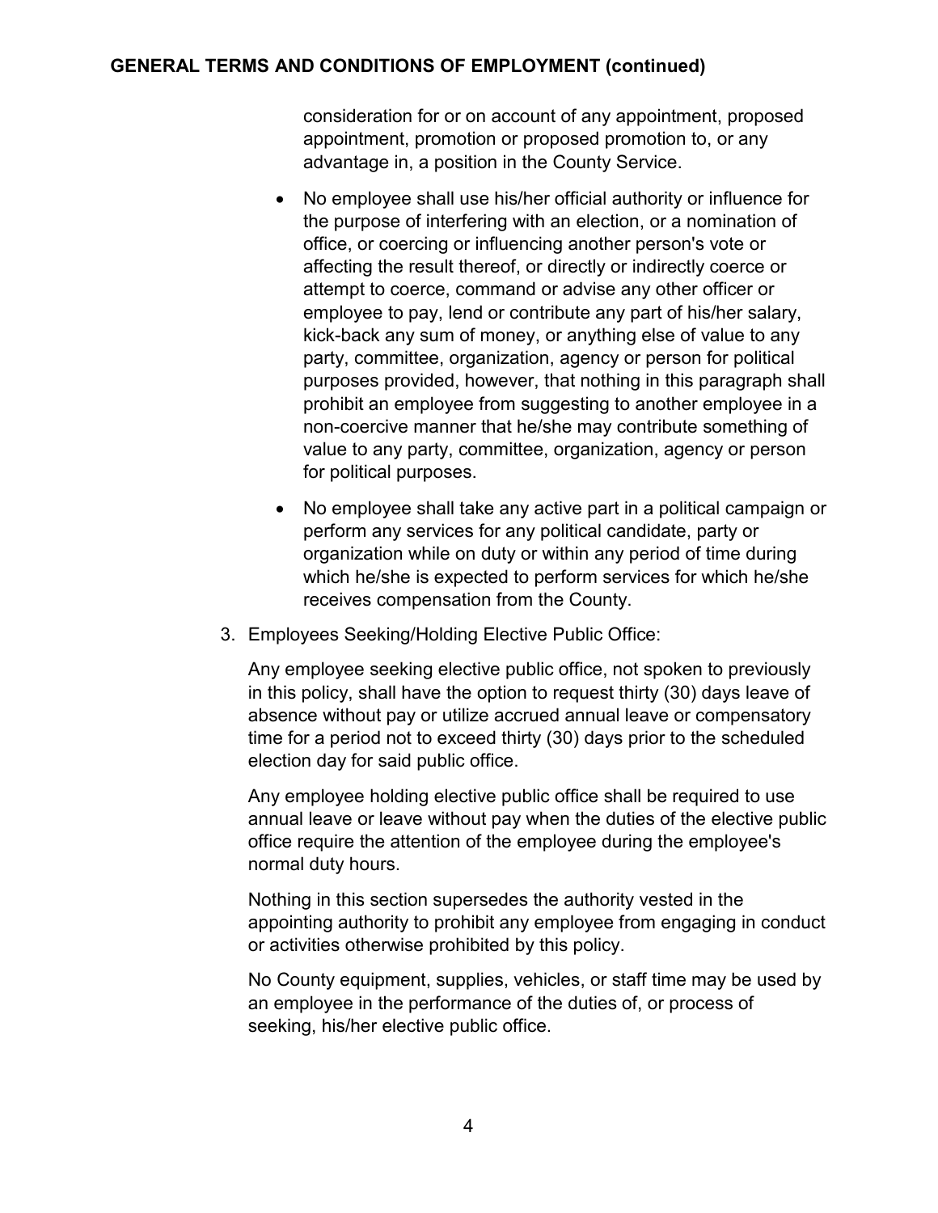consideration for or on account of any appointment, proposed appointment, promotion or proposed promotion to, or any advantage in, a position in the County Service.

- No employee shall use his/her official authority or influence for the purpose of interfering with an election, or a nomination of office, or coercing or influencing another person's vote or affecting the result thereof, or directly or indirectly coerce or attempt to coerce, command or advise any other officer or employee to pay, lend or contribute any part of his/her salary, kick-back any sum of money, or anything else of value to any party, committee, organization, agency or person for political purposes provided, however, that nothing in this paragraph shall prohibit an employee from suggesting to another employee in a non-coercive manner that he/she may contribute something of value to any party, committee, organization, agency or person for political purposes.
- No employee shall take any active part in a political campaign or perform any services for any political candidate, party or organization while on duty or within any period of time during which he/she is expected to perform services for which he/she receives compensation from the County.

3. Employees Seeking/Holding Elective Public Office:

   Any employee seeking elective public office, not spoken to previously in this policy, shall have the option to request thirty (30) days leave of absence without pay or utilize accrued annual leave or compensatory time for a period not to exceed thirty (30) days prior to the scheduled election day for said public office.

   Any employee holding elective public office shall be required to use annual leave or leave without pay when the duties of the elective public office require the attention of the employee during the employee's normal duty hours.

   Nothing in this section supersedes the authority vested in the appointing authority to prohibit any employee from engaging in conduct or activities otherwise prohibited by this policy.

   No County equipment, supplies, vehicles, or staff time may be used by an employee in the performance of the duties of, or process of seeking, his/her elective public office.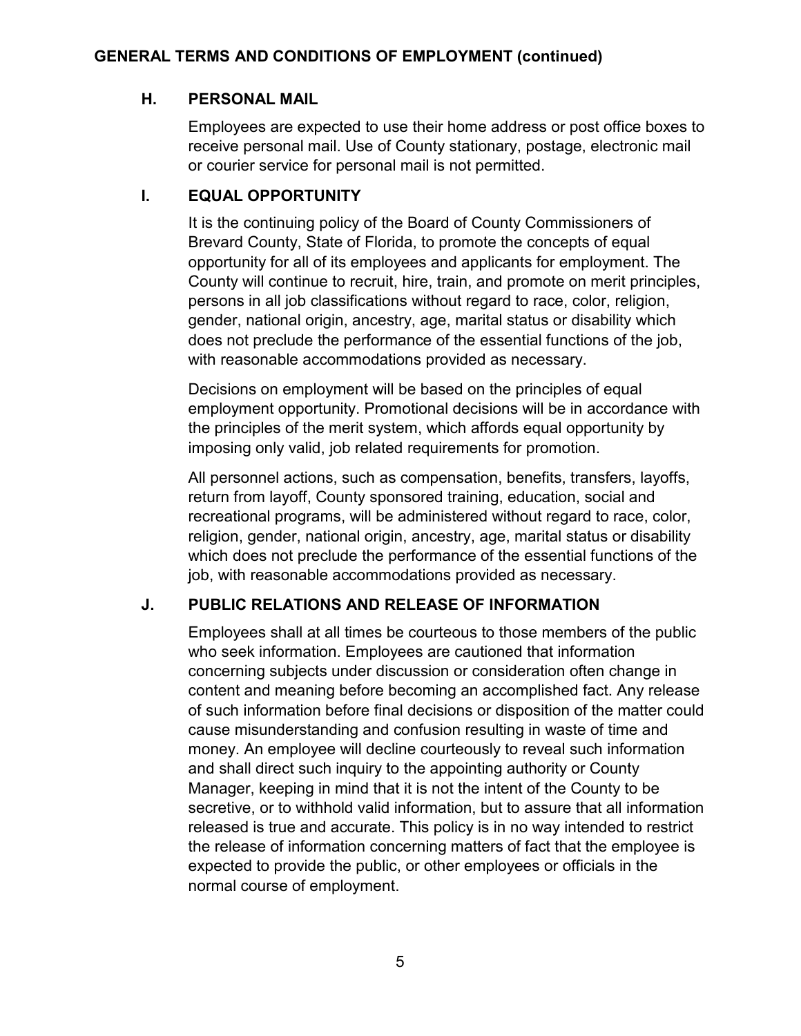## GENERAL TERMS AND CONDITIONS OF EMPLOYMENT (continued)

### H. PERSONAL MAIL

Employees are expected to use their home address or post office boxes to receive personal mail. Use of County stationary, postage, electronic mail or courier service for personal mail is not permitted.

### I. EQUAL OPPORTUNITY

It is the continuing policy of the Board of County Commissioners of Brevard County, State of Florida, to promote the concepts of equal opportunity for all of its employees and applicants for employment. The County will continue to recruit, hire, train, and promote on merit principles, persons in all job classifications without regard to race, color, religion, gender, national origin, ancestry, age, marital status or disability which does not preclude the performance of the essential functions of the job, with reasonable accommodations provided as necessary.

Decisions on employment will be based on the principles of equal employment opportunity. Promotional decisions will be in accordance with the principles of the merit system, which affords equal opportunity by imposing only valid, job related requirements for promotion.

All personnel actions, such as compensation, benefits, transfers, layoffs, return from layoff, County sponsored training, education, social and recreational programs, will be administered without regard to race, color, religion, gender, national origin, ancestry, age, marital status or disability which does not preclude the performance of the essential functions of the job, with reasonable accommodations provided as necessary.

### J. PUBLIC RELATIONS AND RELEASE OF INFORMATION

Employees shall at all times be courteous to those members of the public who seek information. Employees are cautioned that information concerning subjects under discussion or consideration often change in content and meaning before becoming an accomplished fact. Any release of such information before final decisions or disposition of the matter could cause misunderstanding and confusion resulting in waste of time and money. An employee will decline courteously to reveal such information and shall direct such inquiry to the appointing authority or County Manager, keeping in mind that it is not the intent of the County to be secretive, or to withhold valid information, but to assure that all information released is true and accurate. This policy is in no way intended to restrict the release of information concerning matters of fact that the employee is expected to provide the public, or other employees or officials in the normal course of employment.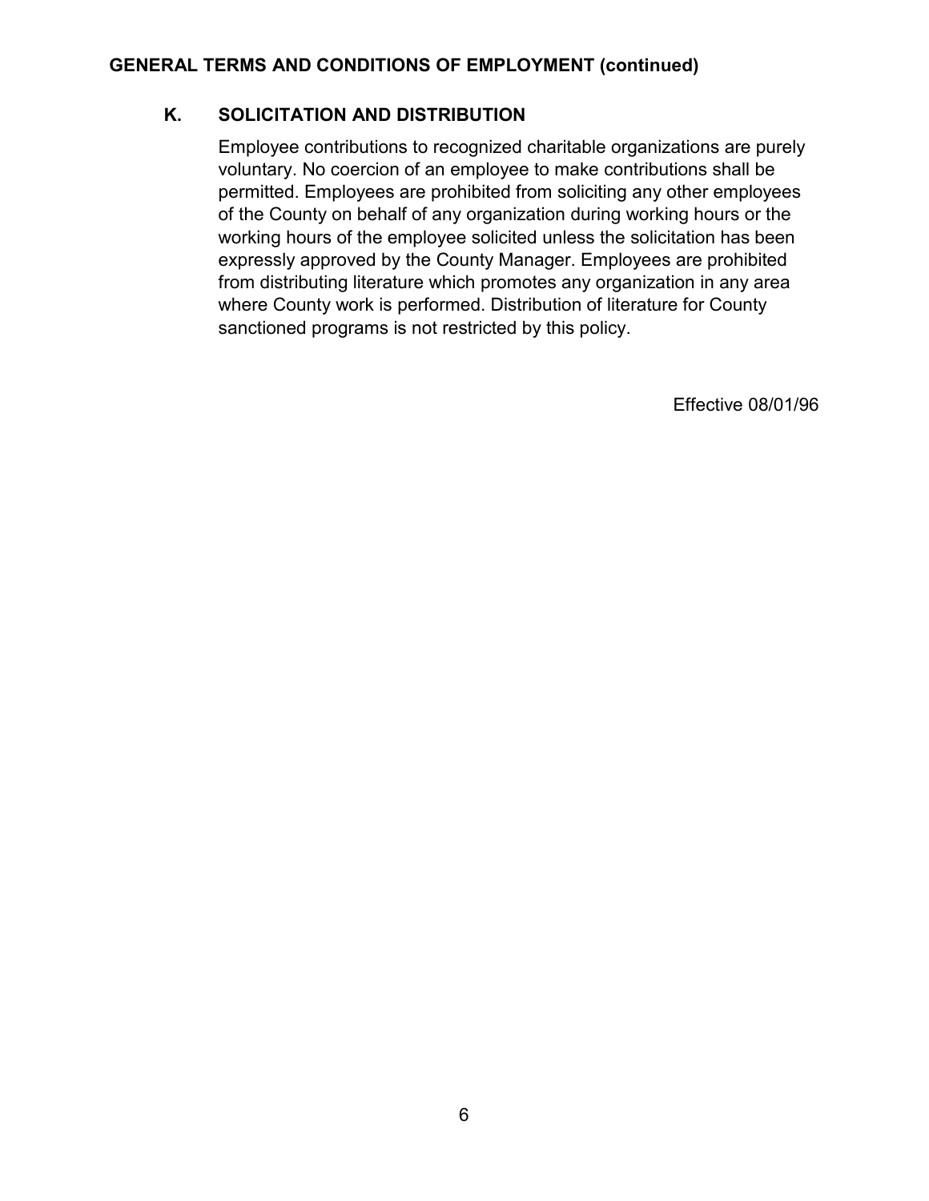## GENERAL TERMS AND CONDITIONS OF EMPLOYMENT (continued)

### K. SOLICITATION AND DISTRIBUTION

Employee contributions to recognized charitable organizations are purely voluntary. No coercion of an employee to make contributions shall be permitted. Employees are prohibited from soliciting any other employees of the County on behalf of any organization during working hours or the working hours of the employee solicited unless the solicitation has been expressly approved by the County Manager. Employees are prohibited from distributing literature which promotes any organization in any area where County work is performed. Distribution of literature for County sanctioned programs is not restricted by this policy.

Effective 08/01/96